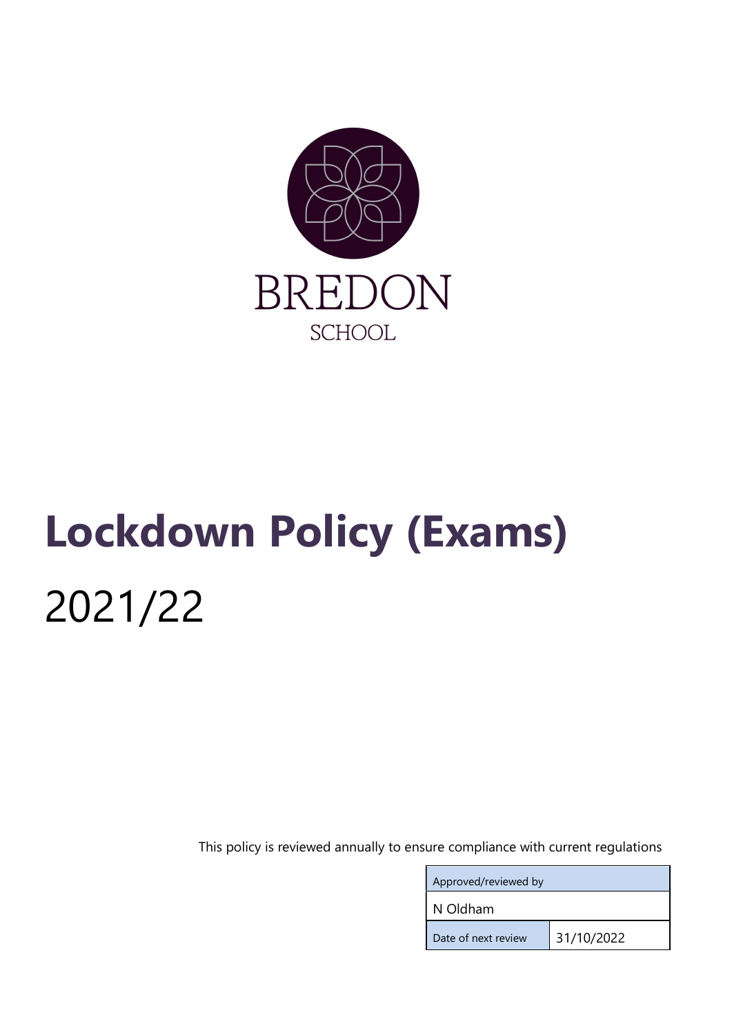BREDON

SCHOOL

# Lockdown Policy (Exams)

2021/22

This policy is reviewed annually to ensure compliance with current regulations

| Approved/reviewed by | |
| --- | --- |
| N Oldham | |
| Date of next review | 31/10/2022 |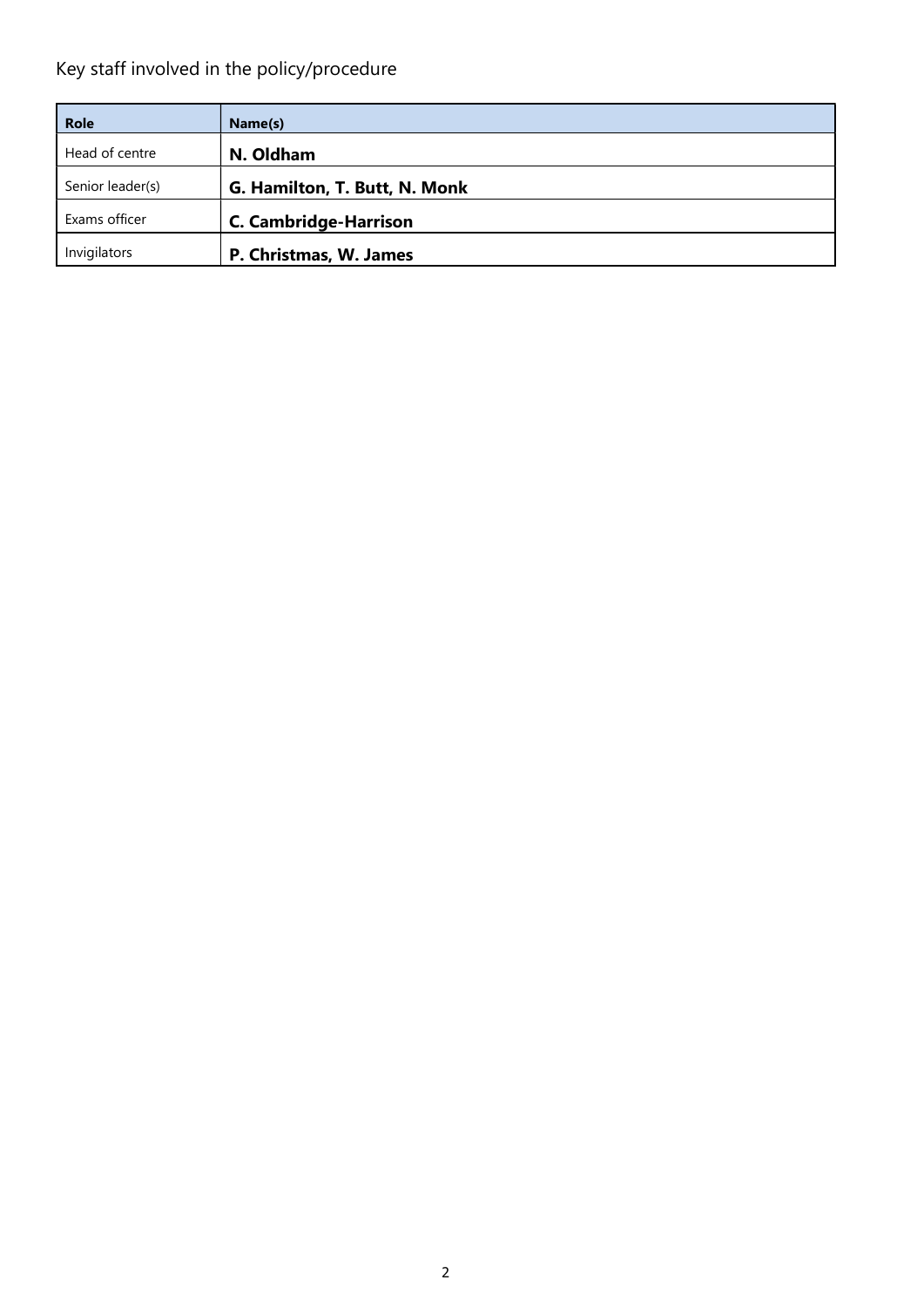Key staff involved in the policy/procedure

| Role | Name(s) |
| --- | --- |
| Head of centre | **N. Oldham** |
| Senior leader(s) | **G. Hamilton, T. Butt, N. Monk** |
| Exams officer | **C. Cambridge-Harrison** |
| Invigilators | **P. Christmas, W. James** |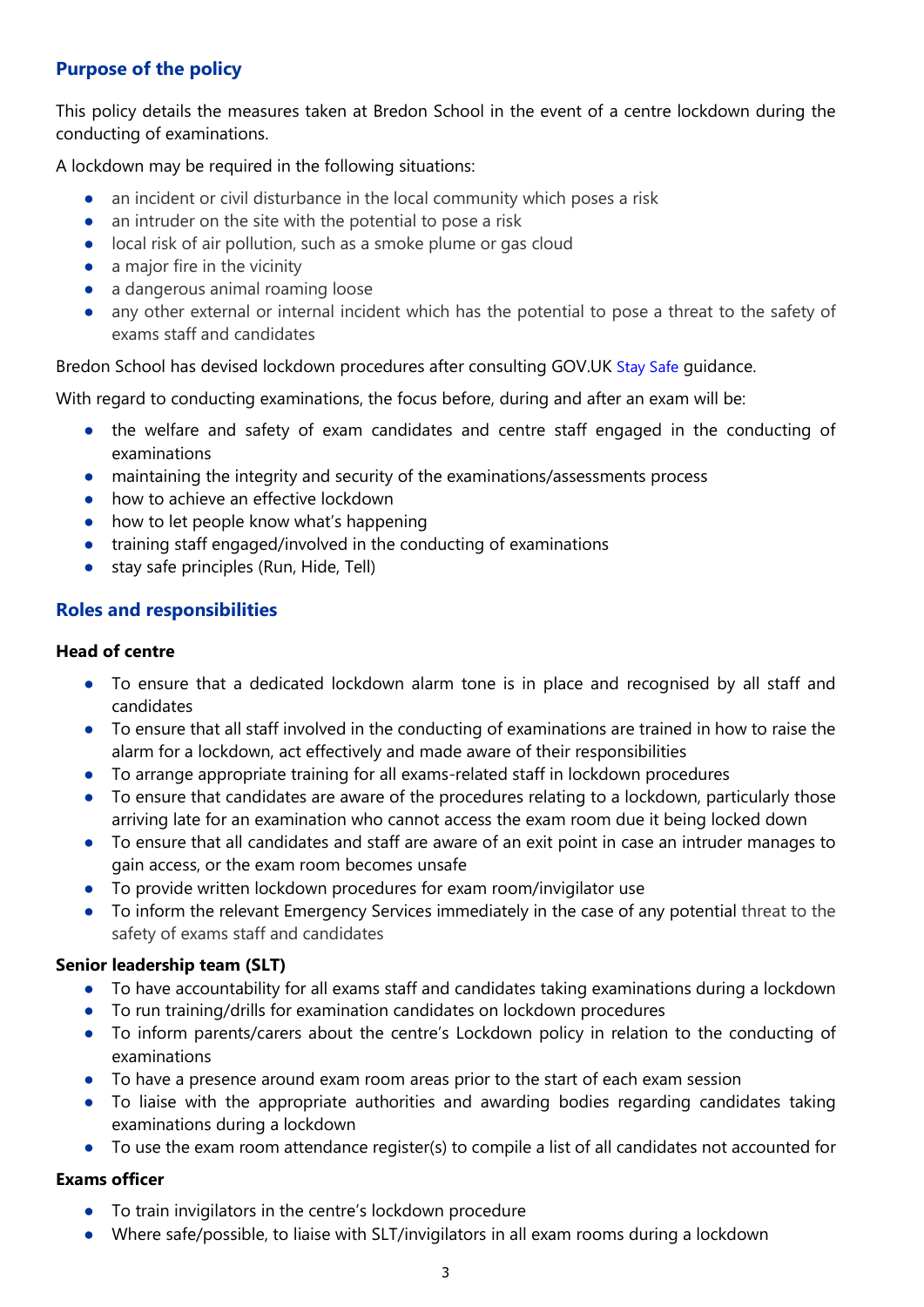## Purpose of the policy

This policy details the measures taken at Bredon School in the event of a centre lockdown during the conducting of examinations.

A lockdown may be required in the following situations:

- an incident or civil disturbance in the local community which poses a risk
- an intruder on the site with the potential to pose a risk
- local risk of air pollution, such as a smoke plume or gas cloud
- a major fire in the vicinity
- a dangerous animal roaming loose
- any other external or internal incident which has the potential to pose a threat to the safety of exams staff and candidates

Bredon School has devised lockdown procedures after consulting GOV.UK Stay Safe guidance.

With regard to conducting examinations, the focus before, during and after an exam will be:

- the welfare and safety of exam candidates and centre staff engaged in the conducting of examinations
- maintaining the integrity and security of the examinations/assessments process
- how to achieve an effective lockdown
- how to let people know what's happening
- training staff engaged/involved in the conducting of examinations
- stay safe principles (Run, Hide, Tell)

## Roles and responsibilities

### Head of centre

- To ensure that a dedicated lockdown alarm tone is in place and recognised by all staff and candidates
- To ensure that all staff involved in the conducting of examinations are trained in how to raise the alarm for a lockdown, act effectively and made aware of their responsibilities
- To arrange appropriate training for all exams-related staff in lockdown procedures
- To ensure that candidates are aware of the procedures relating to a lockdown, particularly those arriving late for an examination who cannot access the exam room due it being locked down
- To ensure that all candidates and staff are aware of an exit point in case an intruder manages to gain access, or the exam room becomes unsafe
- To provide written lockdown procedures for exam room/invigilator use
- To inform the relevant Emergency Services immediately in the case of any potential threat to the safety of exams staff and candidates

### Senior leadership team (SLT)

- To have accountability for all exams staff and candidates taking examinations during a lockdown
- To run training/drills for examination candidates on lockdown procedures
- To inform parents/carers about the centre's Lockdown policy in relation to the conducting of examinations
- To have a presence around exam room areas prior to the start of each exam session
- To liaise with the appropriate authorities and awarding bodies regarding candidates taking examinations during a lockdown
- To use the exam room attendance register(s) to compile a list of all candidates not accounted for

### Exams officer

- To train invigilators in the centre's lockdown procedure
- Where safe/possible, to liaise with SLT/invigilators in all exam rooms during a lockdown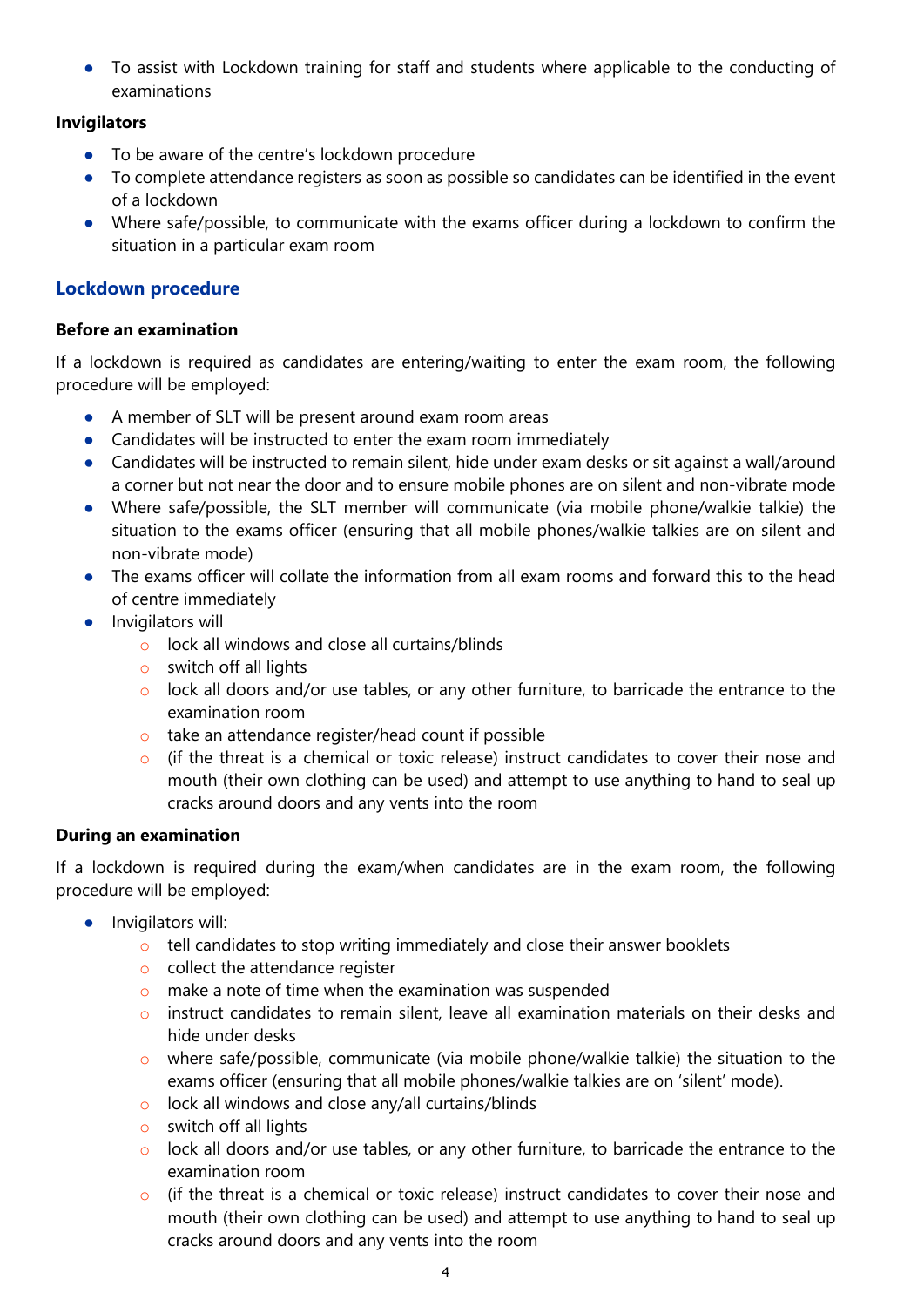- To assist with Lockdown training for staff and students where applicable to the conducting of examinations

**Invigilators**

- To be aware of the centre's lockdown procedure
- To complete attendance registers as soon as possible so candidates can be identified in the event of a lockdown
- Where safe/possible, to communicate with the exams officer during a lockdown to confirm the situation in a particular exam room

## Lockdown procedure

**Before an examination**

If a lockdown is required as candidates are entering/waiting to enter the exam room, the following procedure will be employed:

- A member of SLT will be present around exam room areas
- Candidates will be instructed to enter the exam room immediately
- Candidates will be instructed to remain silent, hide under exam desks or sit against a wall/around a corner but not near the door and to ensure mobile phones are on silent and non-vibrate mode
- Where safe/possible, the SLT member will communicate (via mobile phone/walkie talkie) the situation to the exams officer (ensuring that all mobile phones/walkie talkies are on silent and non-vibrate mode)
- The exams officer will collate the information from all exam rooms and forward this to the head of centre immediately
- Invigilators will
    - lock all windows and close all curtains/blinds
    - switch off all lights
    - lock all doors and/or use tables, or any other furniture, to barricade the entrance to the examination room
    - take an attendance register/head count if possible
    - (if the threat is a chemical or toxic release) instruct candidates to cover their nose and mouth (their own clothing can be used) and attempt to use anything to hand to seal up cracks around doors and any vents into the room

**During an examination**

If a lockdown is required during the exam/when candidates are in the exam room, the following procedure will be employed:

- Invigilators will:
    - tell candidates to stop writing immediately and close their answer booklets
    - collect the attendance register
    - make a note of time when the examination was suspended
    - instruct candidates to remain silent, leave all examination materials on their desks and hide under desks
    - where safe/possible, communicate (via mobile phone/walkie talkie) the situation to the exams officer (ensuring that all mobile phones/walkie talkies are on 'silent' mode).
    - lock all windows and close any/all curtains/blinds
    - switch off all lights
    - lock all doors and/or use tables, or any other furniture, to barricade the entrance to the examination room
    - (if the threat is a chemical or toxic release) instruct candidates to cover their nose and mouth (their own clothing can be used) and attempt to use anything to hand to seal up cracks around doors and any vents into the room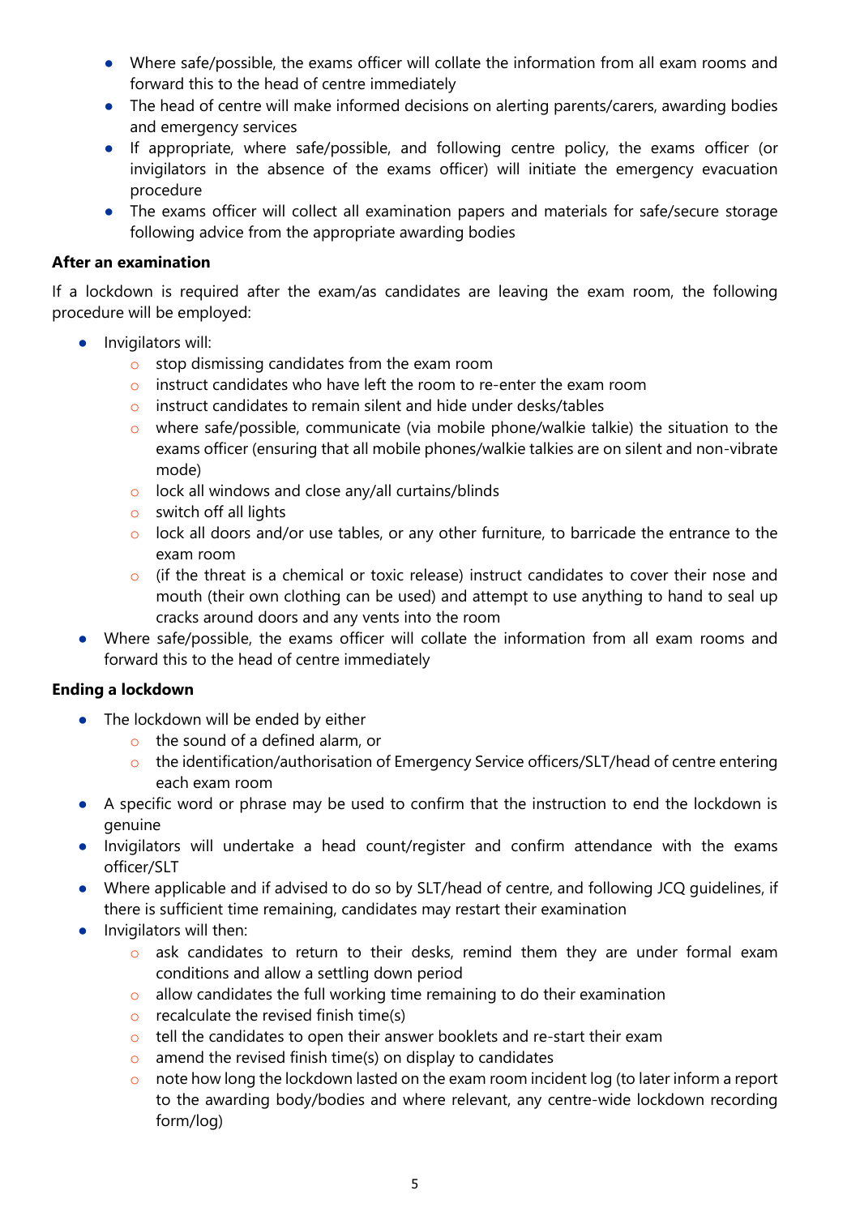- Where safe/possible, the exams officer will collate the information from all exam rooms and forward this to the head of centre immediately
- The head of centre will make informed decisions on alerting parents/carers, awarding bodies and emergency services
- If appropriate, where safe/possible, and following centre policy, the exams officer (or invigilators in the absence of the exams officer) will initiate the emergency evacuation procedure
- The exams officer will collect all examination papers and materials for safe/secure storage following advice from the appropriate awarding bodies

**After an examination**

If a lockdown is required after the exam/as candidates are leaving the exam room, the following procedure will be employed:

- Invigilators will:
    - stop dismissing candidates from the exam room
    - instruct candidates who have left the room to re-enter the exam room
    - instruct candidates to remain silent and hide under desks/tables
    - where safe/possible, communicate (via mobile phone/walkie talkie) the situation to the exams officer (ensuring that all mobile phones/walkie talkies are on silent and non-vibrate mode)
    - lock all windows and close any/all curtains/blinds
    - switch off all lights
    - lock all doors and/or use tables, or any other furniture, to barricade the entrance to the exam room
    - (if the threat is a chemical or toxic release) instruct candidates to cover their nose and mouth (their own clothing can be used) and attempt to use anything to hand to seal up cracks around doors and any vents into the room
- Where safe/possible, the exams officer will collate the information from all exam rooms and forward this to the head of centre immediately

**Ending a lockdown**

- The lockdown will be ended by either
    - the sound of a defined alarm, or
    - the identification/authorisation of Emergency Service officers/SLT/head of centre entering each exam room
- A specific word or phrase may be used to confirm that the instruction to end the lockdown is genuine
- Invigilators will undertake a head count/register and confirm attendance with the exams officer/SLT
- Where applicable and if advised to do so by SLT/head of centre, and following JCQ guidelines, if there is sufficient time remaining, candidates may restart their examination
- Invigilators will then:
    - ask candidates to return to their desks, remind them they are under formal exam conditions and allow a settling down period
    - allow candidates the full working time remaining to do their examination
    - recalculate the revised finish time(s)
    - tell the candidates to open their answer booklets and re-start their exam
    - amend the revised finish time(s) on display to candidates
    - note how long the lockdown lasted on the exam room incident log (to later inform a report to the awarding body/bodies and where relevant, any centre-wide lockdown recording form/log)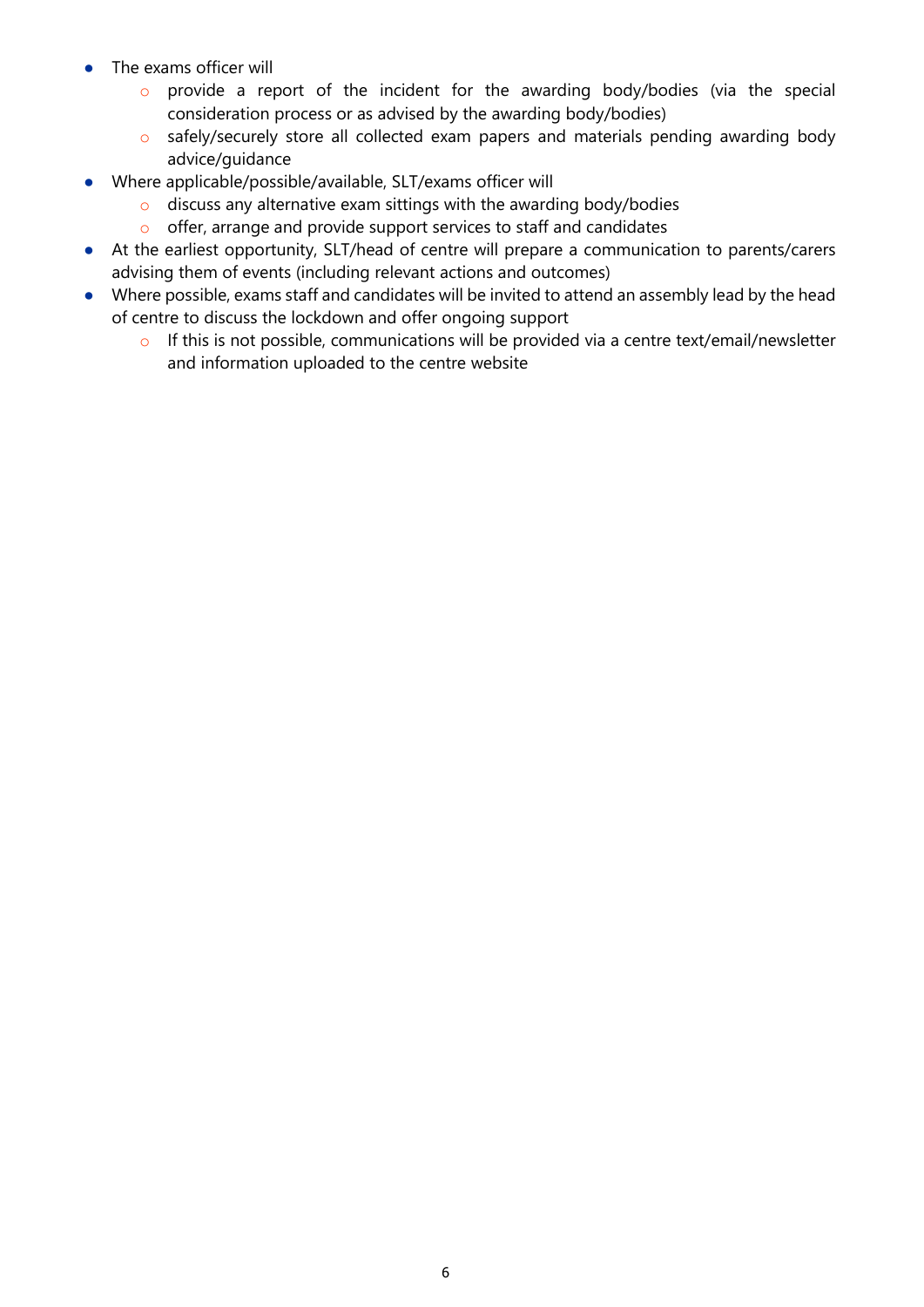- The exams officer will
  - provide a report of the incident for the awarding body/bodies (via the special consideration process or as advised by the awarding body/bodies)
  - safely/securely store all collected exam papers and materials pending awarding body advice/guidance
- Where applicable/possible/available, SLT/exams officer will
  - discuss any alternative exam sittings with the awarding body/bodies
  - offer, arrange and provide support services to staff and candidates
- At the earliest opportunity, SLT/head of centre will prepare a communication to parents/carers advising them of events (including relevant actions and outcomes)
- Where possible, exams staff and candidates will be invited to attend an assembly lead by the head of centre to discuss the lockdown and offer ongoing support
  - If this is not possible, communications will be provided via a centre text/email/newsletter and information uploaded to the centre website